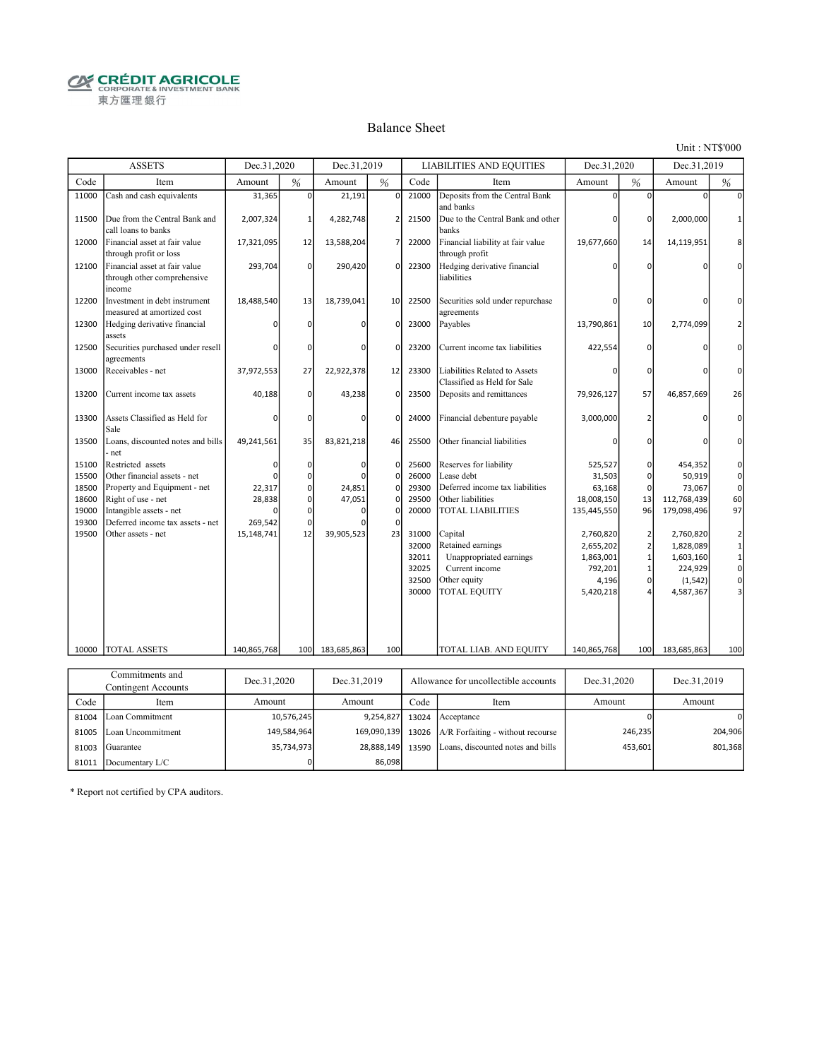CRÉDIT AGRICOLE
CORPORATE & INVESTMENT BANK
東方匯理銀行

# Balance Sheet

Unit : NT$'000

| ASSETS | | Dec.31,2020 | | Dec.31,2019 | | LIABILITIES AND EQUITIES | | Dec.31,2020 | | Dec.31,2019 | |
|---|---|---|---|---|---|---|---|---|---|---|---|
| Code | Item | Amount | % | Amount | % | Code | Item | Amount | % | Amount | % |
| 11000 | Cash and cash equivalents | 31,365 | 0 | 21,191 | 0 | 21000 | Deposits from the Central Bank and banks | 0 | 0 | 0 | 0 |
| 11500 | Due from the Central Bank and call loans to banks | 2,007,324 | 1 | 4,282,748 | 2 | 21500 | Due to the Central Bank and other banks | 0 | 0 | 2,000,000 | 1 |
| 12000 | Financial asset at fair value through profit or loss | 17,321,095 | 12 | 13,588,204 | 7 | 22000 | Financial liability at fair value through profit | 19,677,660 | 14 | 14,119,951 | 8 |
| 12100 | Financial asset at fair value through other comprehensive income | 293,704 | 0 | 290,420 | 0 | 22300 | Hedging derivative financial liabilities | 0 | 0 | 0 | 0 |
| 12200 | Investment in debt instrument measured at amortized cost | 18,488,540 | 13 | 18,739,041 | 10 | 22500 | Securities sold under repurchase agreements | 0 | 0 | 0 | 0 |
| 12300 | Hedging derivative financial assets | 0 | 0 | 0 | 0 | 23000 | Payables | 13,790,861 | 10 | 2,774,099 | 2 |
| 12500 | Securities purchased under resell agreements | 0 | 0 | 0 | 0 | 23200 | Current income tax liabilities | 422,554 | 0 | 0 | 0 |
| 13000 | Receivables - net | 37,972,553 | 27 | 22,922,378 | 12 | 23300 | Liabilities Related to Assets Classified as Held for Sale | 0 | 0 | 0 | 0 |
| 13200 | Current income tax assets | 40,188 | 0 | 43,238 | 0 | 23500 | Deposits and remittances | 79,926,127 | 57 | 46,857,669 | 26 |
| 13300 | Assets Classified as Held for Sale | 0 | 0 | 0 | 0 | 24000 | Financial debenture payable | 3,000,000 | 2 | 0 | 0 |
| 13500 | Loans, discounted notes and bills - net | 49,241,561 | 35 | 83,821,218 | 46 | 25500 | Other financial liabilities | 0 | 0 | 0 | 0 |
| 15100 | Restricted assets | 0 | 0 | 0 | 0 | 25600 | Reserves for liability | 525,527 | 0 | 454,352 | 0 |
| 15500 | Other financial assets - net | 0 | 0 | 0 | 0 | 26000 | Lease debt | 31,503 | 0 | 50,919 | 0 |
| 18500 | Property and Equipment - net | 22,317 | 0 | 24,851 | 0 | 29300 | Deferred income tax liabilities | 63,168 | 0 | 73,067 | 0 |
| 18600 | Right of use - net | 28,838 | 0 | 47,051 | 0 | 29500 | Other liabilities | 18,008,150 | 13 | 112,768,439 | 60 |
| 19000 | Intangible assets - net | 0 | 0 | 0 | 0 | 20000 | TOTAL LIABILITIES | 135,445,550 | 96 | 179,098,496 | 97 |
| 19300 | Deferred income tax assets - net | 269,542 | 0 | 0 | 0 | | | | | | |
| 19500 | Other assets - net | 15,148,741 | 12 | 39,905,523 | 23 | 31000 | Capital | 2,760,820 | 2 | 2,760,820 | 2 |
| | | | | | | 32000 | Retained earnings | 2,655,202 | 2 | 1,828,089 | 1 |
| | | | | | | 32011 | Unappropriated earnings | 1,863,001 | 1 | 1,603,160 | 1 |
| | | | | | | 32025 | Current income | 792,201 | 1 | 224,929 | 0 |
| | | | | | | 32500 | Other equity | 4,196 | 0 | (1,542) | 0 |
| | | | | | | 30000 | TOTAL EQUITY | 5,420,218 | 4 | 4,587,367 | 3 |
| 10000 | TOTAL ASSETS | 140,865,768 | 100 | 183,685,863 | 100 | | TOTAL LIAB. AND EQUITY | 140,865,768 | 100 | 183,685,863 | 100 |

| Commitments and Contingent Accounts | | Dec.31,2020 | Dec.31,2019 | Allowance for uncollectible accounts | | Dec.31,2020 | Dec.31,2019 |
|---|---|---|---|---|---|---|---|
| Code | Item | Amount | Amount | Code | Item | Amount | Amount |
| 81004 | Loan Commitment | 10,576,245 | 9,254,827 | 13024 | Acceptance | 0 | 0 |
| 81005 | Loan Uncommitment | 149,584,964 | 169,090,139 | 13026 | A/R Forfaiting - without recourse | 246,235 | 204,906 |
| 81003 | Guarantee | 35,734,973 | 28,888,149 | 13590 | Loans, discounted notes and bills | 453,601 | 801,368 |
| 81011 | Documentary L/C | 0 | 86,098 | | | | |

* Report not certified by CPA auditors.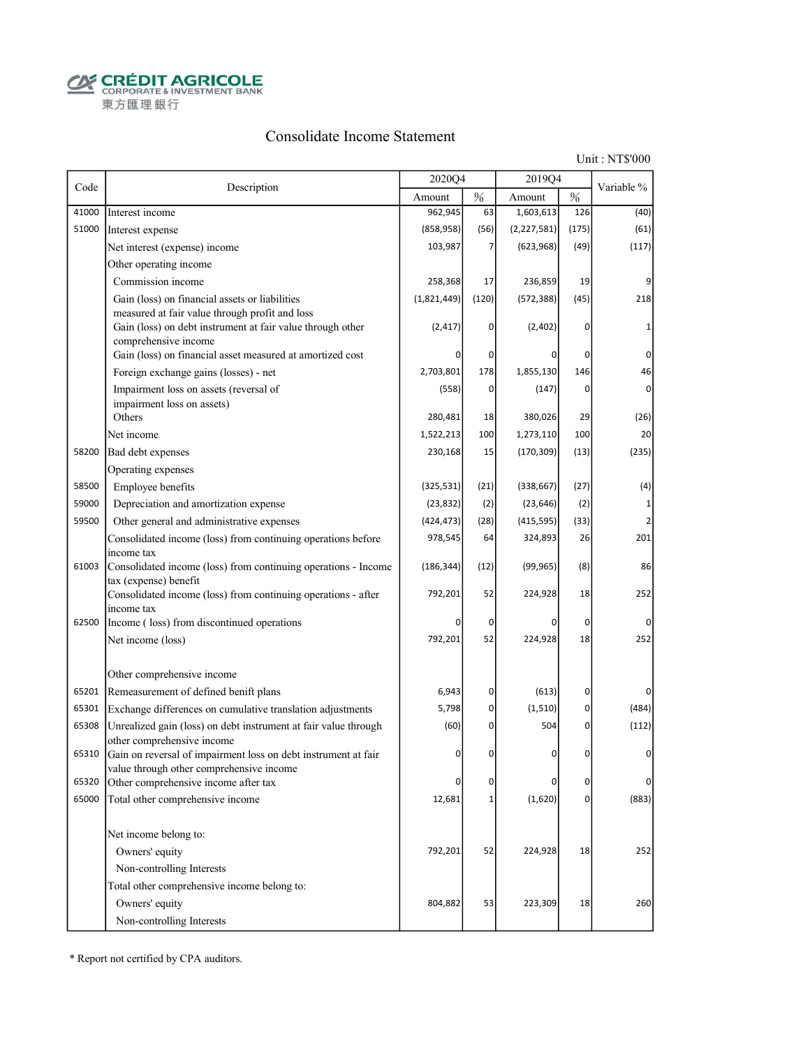CRÉDIT AGRICOLE
CORPORATE & INVESTMENT BANK
東方匯理銀行

# Consolidate Income Statement

Unit : NT$'000

| Code | Description | 2020Q4 | | 2019Q4 | | Variable % |
|---|---|---|---|---|---|---|
| | | Amount | % | Amount | % | |
| 41000 | Interest income | 962,945 | 63 | 1,603,613 | 126 | (40) |
| 51000 | Interest expense | (858,958) | (56) | (2,227,581) | (175) | (61) |
| | Net interest (expense) income | 103,987 | 7 | (623,968) | (49) | (117) |
| | Other operating income | | | | | |
| | Commission income | 258,368 | 17 | 236,859 | 19 | 9 |
| | Gain (loss) on financial assets or liabilities measured at fair value through profit and loss | (1,821,449) | (120) | (572,388) | (45) | 218 |
| | Gain (loss) on debt instrument at fair value through other comprehensive income | (2,417) | 0 | (2,402) | 0 | 1 |
| | Gain (loss) on financial asset measured at amortized cost | 0 | 0 | 0 | 0 | 0 |
| | Foreign exchange gains (losses) - net | 2,703,801 | 178 | 1,855,130 | 146 | 46 |
| | Impairment loss on assets (reversal of impairment loss on assets) | (558) | 0 | (147) | 0 | 0 |
| | Others | 280,481 | 18 | 380,026 | 29 | (26) |
| | Net income | 1,522,213 | 100 | 1,273,110 | 100 | 20 |
| 58200 | Bad debt expenses | 230,168 | 15 | (170,309) | (13) | (235) |
| | Operating expenses | | | | | |
| 58500 | Employee benefits | (325,531) | (21) | (338,667) | (27) | (4) |
| 59000 | Depreciation and amortization expense | (23,832) | (2) | (23,646) | (2) | 1 |
| 59500 | Other general and administrative expenses | (424,473) | (28) | (415,595) | (33) | 2 |
| | Consolidated income (loss) from continuing operations before income tax | 978,545 | 64 | 324,893 | 26 | 201 |
| 61003 | Consolidated income (loss) from continuing operations - Income tax (expense) benefit | (186,344) | (12) | (99,965) | (8) | 86 |
| | Consolidated income (loss) from continuing operations - after income tax | 792,201 | 52 | 224,928 | 18 | 252 |
| 62500 | Income ( loss) from discontinued operations | 0 | 0 | 0 | 0 | 0 |
| | Net income (loss) | 792,201 | 52 | 224,928 | 18 | 252 |
| | Other comprehensive income | | | | | |
| 65201 | Remeasurement of defined benift plans | 6,943 | 0 | (613) | 0 | 0 |
| 65301 | Exchange differences on cumulative translation adjustments | 5,798 | 0 | (1,510) | 0 | (484) |
| 65308 | Unrealized gain (loss) on debt instrument at fair value through other comprehensive income | (60) | 0 | 504 | 0 | (112) |
| 65310 | Gain on reversal of impairment loss on debt instrument at fair value through other comprehensive income | 0 | 0 | 0 | 0 | 0 |
| 65320 | Other comprehensive income after tax | 0 | 0 | 0 | 0 | 0 |
| 65000 | Total other comprehensive income | 12,681 | 1 | (1,620) | 0 | (883) |
| | Net income belong to: | | | | | |
| | Owners' equity | 792,201 | 52 | 224,928 | 18 | 252 |
| | Non-controlling Interests | | | | | |
| | Total other comprehensive income belong to: | | | | | |
| | Owners' equity | 804,882 | 53 | 223,309 | 18 | 260 |
| | Non-controlling Interests | | | | | |

* Report not certified by CPA auditors.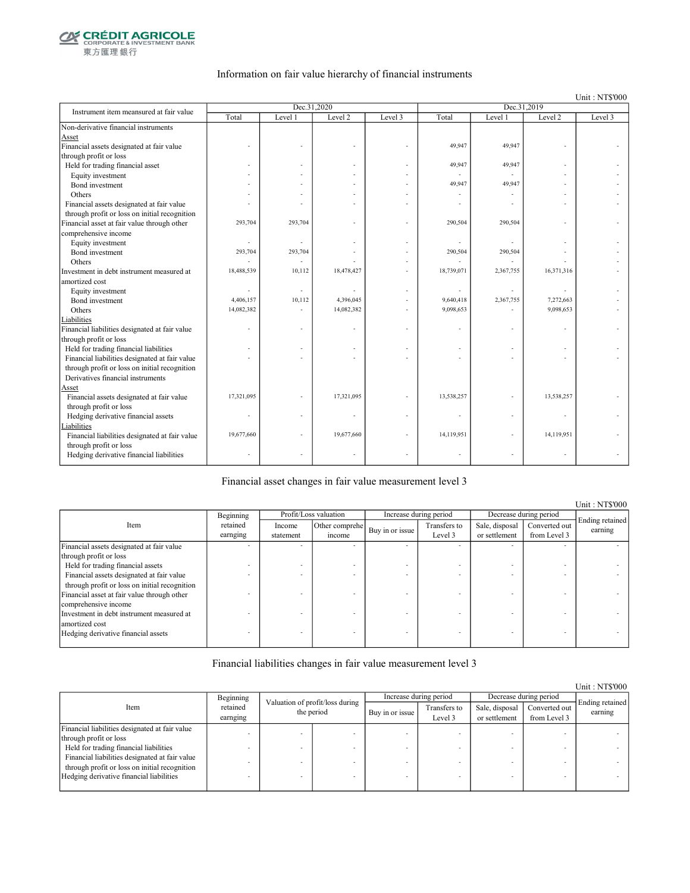CRÉDIT AGRICOLE
CORPORATE & INVESTMENT BANK
東方匯理銀行

## Information on fair value hierarchy of financial instruments

Unit : NT$'000

| Instrument item meansured at fair value | Dec.31,2020 | | | | Dec.31,2019 | | | |
|---|---|---|---|---|---|---|---|---|
| | Total | Level 1 | Level 2 | Level 3 | Total | Level 1 | Level 2 | Level 3 |
| Non-derivative financial instruments | | | | | | | | |
| Asset | | | | | | | | |
| Financial assets designated at fair value through profit or loss | - | - | - | - | 49,947 | 49,947 | - | - |
| Held for trading financial asset | - | - | - | - | 49,947 | 49,947 | - | - |
| Equity investment | - | - | - | - | - | - | - | - |
| Bond investment | - | - | - | - | 49,947 | 49,947 | - | - |
| Others | - | - | - | - | - | - | - | - |
| Financial assets designated at fair value through profit or loss on initial recognition | - | - | - | - | - | - | - | - |
| Financial asset at fair value through other comprehensive income | 293,704 | 293,704 | - | - | 290,504 | 290,504 | - | - |
| Equity investment | - | - | - | - | - | - | - | - |
| Bond investment | 293,704 | 293,704 | - | - | 290,504 | 290,504 | - | - |
| Others | - | - | - | - | - | - | - | - |
| Investment in debt instrument measured at amortized cost | 18,488,539 | 10,112 | 18,478,427 | - | 18,739,071 | 2,367,755 | 16,371,316 | - |
| Equity investment | - | - | - | - | - | - | - | - |
| Bond investment | 4,406,157 | 10,112 | 4,396,045 | - | 9,640,418 | 2,367,755 | 7,272,663 | - |
| Others | 14,082,382 | - | 14,082,382 | - | 9,098,653 | - | 9,098,653 | - |
| Liabilities | | | | | | | | |
| Financial liabilities designated at fair value through profit or loss | - | - | - | - | - | - | - | - |
| Held for trading financial liabilities | - | - | - | - | - | - | - | - |
| Financial liabilities designated at fair value through profit or loss on initial recognition | - | - | - | - | - | - | - | - |
| Derivatives financial instruments | | | | | | | | |
| Asset | | | | | | | | |
| Financial assets designated at fair value through profit or loss | 17,321,095 | - | 17,321,095 | - | 13,538,257 | - | 13,538,257 | - |
| Hedging derivative financial assets | - | - | - | - | - | - | - | - |
| Liabilities | | | | | | | | |
| Financial liabilities designated at fair value through profit or loss | 19,677,660 | - | 19,677,660 | - | 14,119,951 | - | 14,119,951 | - |
| Hedging derivative financial liabilities | - | - | - | - | - | - | - | - |

## Financial asset changes in fair value measurement level 3

Unit : NT$'000

| Item | Beginning retained earnging | Profit/Loss valuation | | Increase during period | | Decrease during period | | Ending retained earning |
|---|---|---|---|---|---|---|---|---|
| | | Income statement | Other comprehe income | Buy in or issue | Transfers to Level 3 | Sale, disposal or settlement | Converted out from Level 3 | |
| Financial assets designated at fair value through profit or loss | - | - | - | - | - | - | - | - |
| Held for trading financial assets | - | - | - | - | - | - | - | - |
| Financial assets designated at fair value through profit or loss on initial recognition | - | - | - | - | - | - | - | - |
| Financial asset at fair value through other comprehensive income | - | - | - | - | - | - | - | - |
| Investment in debt instrument measured at amortized cost | - | - | - | - | - | - | - | - |
| Hedging derivative financial assets | - | - | - | - | - | - | - | - |

## Financial liabilities changes in fair value measurement level 3

Unit : NT$'000

| Item | Beginning retained earnging | Valuation of profit/loss during the period | | Increase during period | | Decrease during period | | Ending retained earning |
|---|---|---|---|---|---|---|---|---|
| | | | | Buy in or issue | Transfers to Level 3 | Sale, disposal or settlement | Converted out from Level 3 | |
| Financial liabilities designated at fair value through profit or loss | - | - | - | - | - | - | - | - |
| Held for trading financial liabilities | - | - | - | - | - | - | - | - |
| Financial liabilities designated at fair value through profit or loss on initial recognition | - | - | - | - | - | - | - | - |
| Hedging derivative financial liabilities | - | - | - | - | - | - | - | - |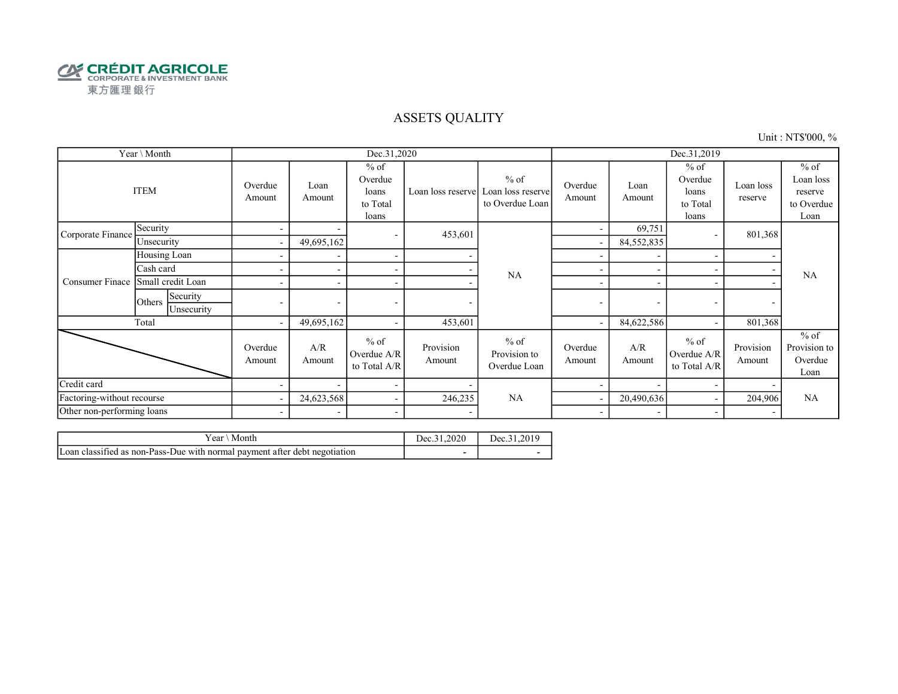CRÉDIT AGRICOLE
CORPORATE & INVESTMENT BANK
東方匯理銀行

# ASSETS QUALITY

Unit : NT$'000, %

| Year \ Month | | | Dec.31,2020 | | | | | Dec.31,2019 | | | | |
|---|---|---|---|---|---|---|---|---|---|---|---|---|
| ITEM | | | Overdue Amount | Loan Amount | % of Overdue loans to Total loans | Loan loss reserve | % of Loan loss reserve to Overdue Loan | Overdue Amount | Loan Amount | % of Overdue loans to Total loans | Loan loss reserve | % of Loan loss reserve to Overdue Loan |
| Corporate Finance | Security | | - | - | - | 453,601 | NA | - | 69,751 | - | 801,368 | NA |
| | Unsecurity | | - | 49,695,162 | | | | - | 84,552,835 | | | |
| Consumer Finace | Housing Loan | | - | - | - | - | | - | - | - | - | |
| | Cash card | | - | - | - | - | | - | - | - | - | |
| | Small credit Loan | | - | - | - | - | | - | - | - | - | |
| | Others | Security | - | - | - | - | | - | - | - | - | |
| | | Unsecurity | | | | | | | | | | |
| Total | | | - | 49,695,162 | - | 453,601 | | - | 84,622,586 | - | 801,368 | |
| | | | Overdue Amount | A/R Amount | % of Overdue A/R to Total A/R | Provision Amount | % of Provision to Overdue Loan | Overdue Amount | A/R Amount | % of Overdue A/R to Total A/R | Provision Amount | % of Provision to Overdue Loan |
| Credit card | | | - | - | - | - | NA | - | - | - | - | NA |
| Factoring-without recourse | | | - | 24,623,568 | - | 246,235 | | - | 20,490,636 | - | 204,906 | |
| Other non-performing loans | | | - | - | - | - | | - | - | - | - | |

| Year \ Month | Dec.31,2020 | Dec.31,2019 |
|---|---|---|
| Loan classified as non-Pass-Due with normal payment after debt negotiation | - | - |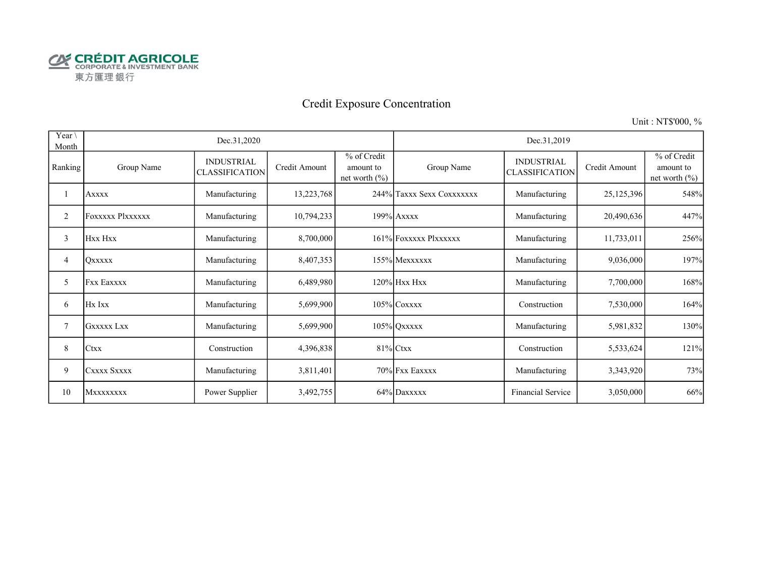CRÉDIT AGRICOLE
CORPORATE & INVESTMENT BANK
東方匯理銀行

# Credit Exposure Concentration

Unit : NT$'000, %

| Year \ Month | Dec.31,2020 | | | | Dec.31,2019 | | | |
|---|---|---|---|---|---|---|---|---|
| Ranking | Group Name | INDUSTRIAL CLASSIFICATION | Credit Amount | % of Credit amount to net worth (%) | Group Name | INDUSTRIAL CLASSIFICATION | Credit Amount | % of Credit amount to net worth (%) |
| 1 | Axxxx | Manufacturing | 13,223,768 | 244% | Taxxx Sexx Coxxxxxxx | Manufacturing | 25,125,396 | 548% |
| 2 | Foxxxxx Plxxxxxx | Manufacturing | 10,794,233 | 199% | Axxxx | Manufacturing | 20,490,636 | 447% |
| 3 | Hxx Hxx | Manufacturing | 8,700,000 | 161% | Foxxxxx Plxxxxxx | Manufacturing | 11,733,011 | 256% |
| 4 | Qxxxxx | Manufacturing | 8,407,353 | 155% | Mexxxxxx | Manufacturing | 9,036,000 | 197% |
| 5 | Fxx Eaxxxx | Manufacturing | 6,489,980 | 120% | Hxx Hxx | Manufacturing | 7,700,000 | 168% |
| 6 | Hx Ixx | Manufacturing | 5,699,900 | 105% | Coxxxx | Construction | 7,530,000 | 164% |
| 7 | Gxxxxx Lxx | Manufacturing | 5,699,900 | 105% | Qxxxxx | Manufacturing | 5,981,832 | 130% |
| 8 | Ctxx | Construction | 4,396,838 | 81% | Ctxx | Construction | 5,533,624 | 121% |
| 9 | Cxxxx Sxxxx | Manufacturing | 3,811,401 | 70% | Fxx Eaxxxx | Manufacturing | 3,343,920 | 73% |
| 10 | Mxxxxxxxx | Power Supplier | 3,492,755 | 64% | Daxxxxx | Financial Service | 3,050,000 | 66% |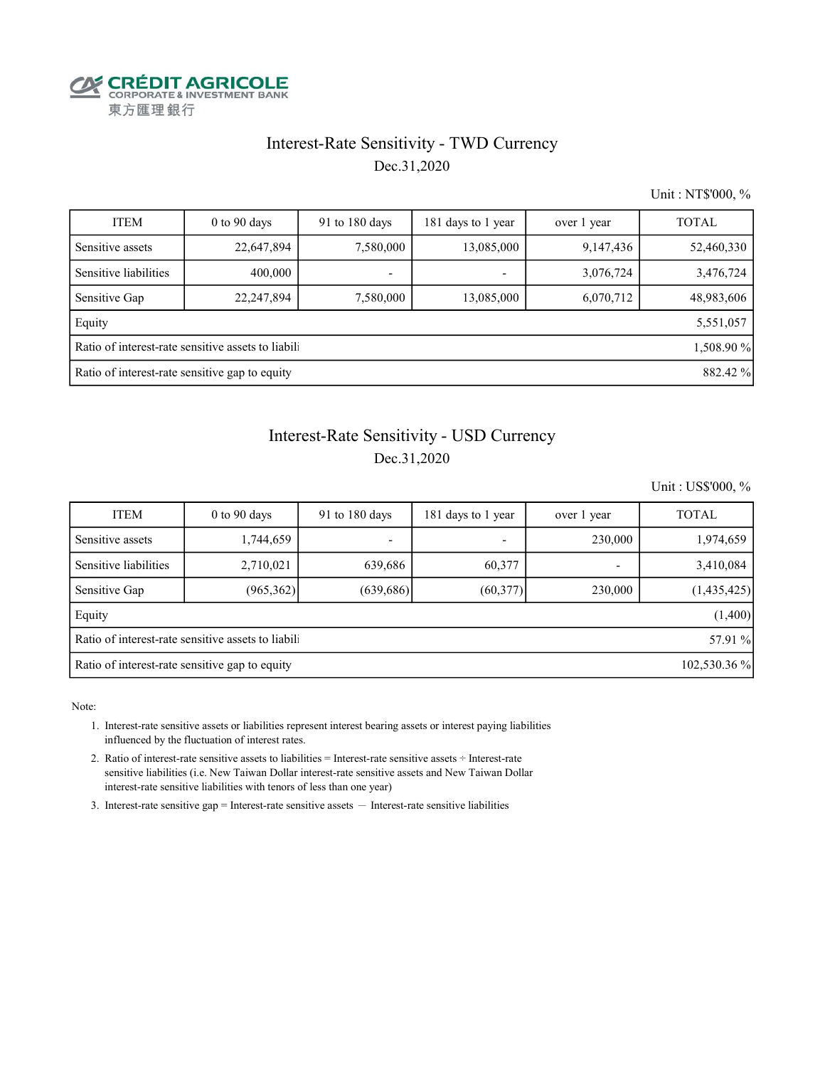CRÉDIT AGRICOLE
CORPORATE & INVESTMENT BANK
東方匯理銀行

## Interest-Rate Sensitivity - TWD Currency

Dec.31,2020

Unit : NT$'000, %

| ITEM | 0 to 90 days | 91 to 180 days | 181 days to 1 year | over 1 year | TOTAL |
|---|---|---|---|---|---|
| Sensitive assets | 22,647,894 | 7,580,000 | 13,085,000 | 9,147,436 | 52,460,330 |
| Sensitive liabilities | 400,000 | - | - | 3,076,724 | 3,476,724 |
| Sensitive Gap | 22,247,894 | 7,580,000 | 13,085,000 | 6,070,712 | 48,983,606 |
| Equity | | | | | 5,551,057 |
| Ratio of interest-rate sensitive assets to liabili | | | | | 1,508.90 % |
| Ratio of interest-rate sensitive gap to equity | | | | | 882.42 % |

## Interest-Rate Sensitivity - USD Currency

Dec.31,2020

Unit : US$'000, %

| ITEM | 0 to 90 days | 91 to 180 days | 181 days to 1 year | over 1 year | TOTAL |
|---|---|---|---|---|---|
| Sensitive assets | 1,744,659 | - | - | 230,000 | 1,974,659 |
| Sensitive liabilities | 2,710,021 | 639,686 | 60,377 | - | 3,410,084 |
| Sensitive Gap | (965,362) | (639,686) | (60,377) | 230,000 | (1,435,425) |
| Equity | | | | | (1,400) |
| Ratio of interest-rate sensitive assets to liabili | | | | | 57.91 % |
| Ratio of interest-rate sensitive gap to equity | | | | | 102,530.36 % |

Note:

1. Interest-rate sensitive assets or liabilities represent interest bearing assets or interest paying liabilities influenced by the fluctuation of interest rates.
2. Ratio of interest-rate sensitive assets to liabilities = Interest-rate sensitive assets ÷ Interest-rate sensitive liabilities (i.e. New Taiwan Dollar interest-rate sensitive assets and New Taiwan Dollar interest-rate sensitive liabilities with tenors of less than one year)
3. Interest-rate sensitive gap = Interest-rate sensitive assets — Interest-rate sensitive liabilities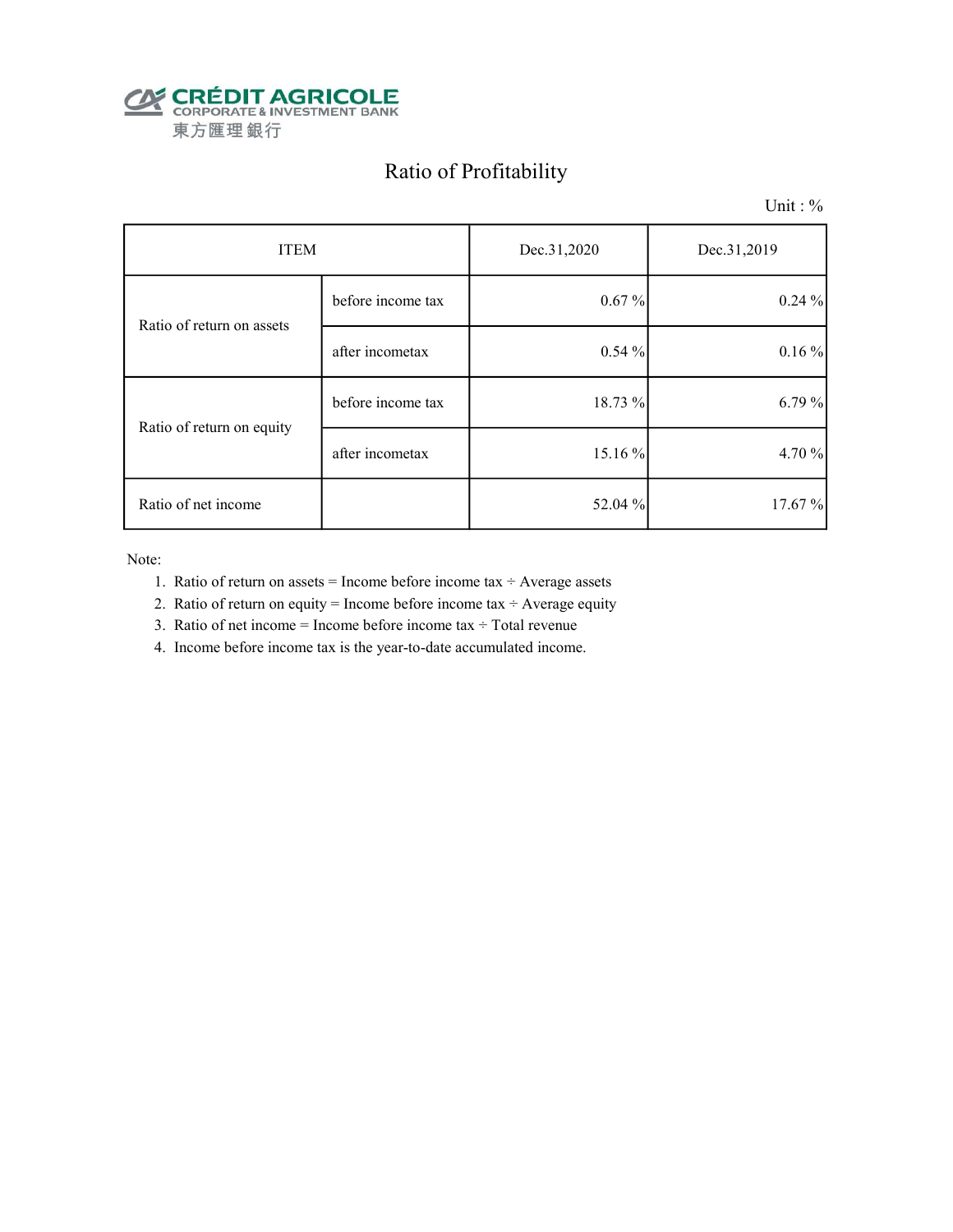CRÉDIT AGRICOLE
CORPORATE & INVESTMENT BANK
東方匯理銀行

# Ratio of Profitability

Unit : %

| ITEM | | Dec.31,2020 | Dec.31,2019 |
|---|---|---|---|
| Ratio of return on assets | before income tax | 0.67 % | 0.24 % |
| | after incometax | 0.54 % | 0.16 % |
| Ratio of return on equity | before income tax | 18.73 % | 6.79 % |
| | after incometax | 15.16 % | 4.70 % |
| Ratio of net income | | 52.04 % | 17.67 % |

Note:

1. Ratio of return on assets = Income before income tax ÷ Average assets
2. Ratio of return on equity = Income before income tax ÷ Average equity
3. Ratio of net income = Income before income tax ÷ Total revenue
4. Income before income tax is the year-to-date accumulated income.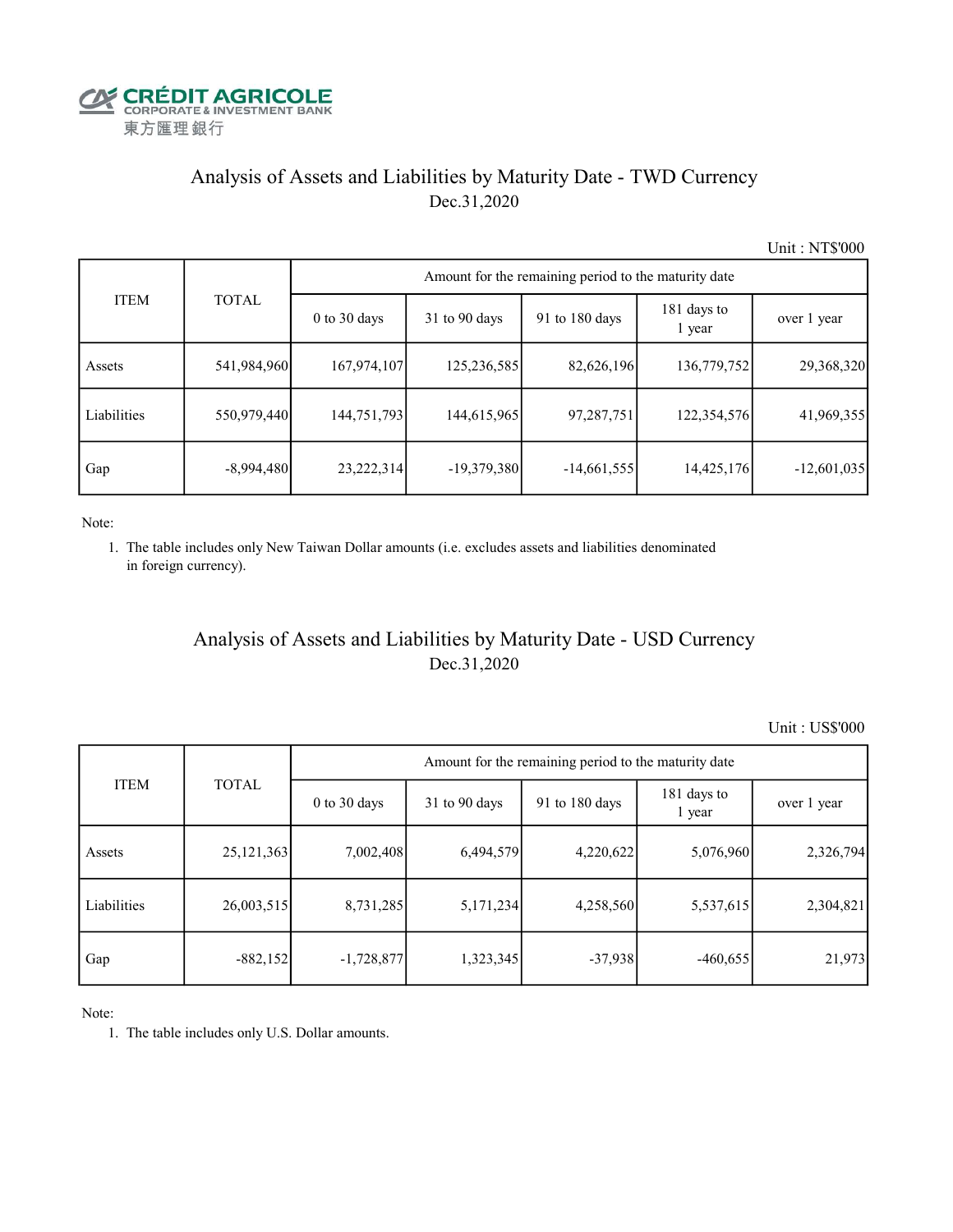CRÉDIT AGRICOLE
CORPORATE & INVESTMENT BANK
東方匯理銀行

## Analysis of Assets and Liabilities by Maturity Date - TWD Currency

Dec.31,2020

Unit : NT$'000

| ITEM | TOTAL | Amount for the remaining period to the maturity date | | | | |
|---|---|---|---|---|---|---|
| | | 0 to 30 days | 31 to 90 days | 91 to 180 days | 181 days to 1 year | over 1 year |
| Assets | 541,984,960 | 167,974,107 | 125,236,585 | 82,626,196 | 136,779,752 | 29,368,320 |
| Liabilities | 550,979,440 | 144,751,793 | 144,615,965 | 97,287,751 | 122,354,576 | 41,969,355 |
| Gap | -8,994,480 | 23,222,314 | -19,379,380 | -14,661,555 | 14,425,176 | -12,601,035 |

Note:

1. The table includes only New Taiwan Dollar amounts (i.e. excludes assets and liabilities denominated in foreign currency).

## Analysis of Assets and Liabilities by Maturity Date - USD Currency

Dec.31,2020

Unit : US$'000

| ITEM | TOTAL | Amount for the remaining period to the maturity date | | | | |
|---|---|---|---|---|---|---|
| | | 0 to 30 days | 31 to 90 days | 91 to 180 days | 181 days to 1 year | over 1 year |
| Assets | 25,121,363 | 7,002,408 | 6,494,579 | 4,220,622 | 5,076,960 | 2,326,794 |
| Liabilities | 26,003,515 | 8,731,285 | 5,171,234 | 4,258,560 | 5,537,615 | 2,304,821 |
| Gap | -882,152 | -1,728,877 | 1,323,345 | -37,938 | -460,655 | 21,973 |

Note:

1. The table includes only U.S. Dollar amounts.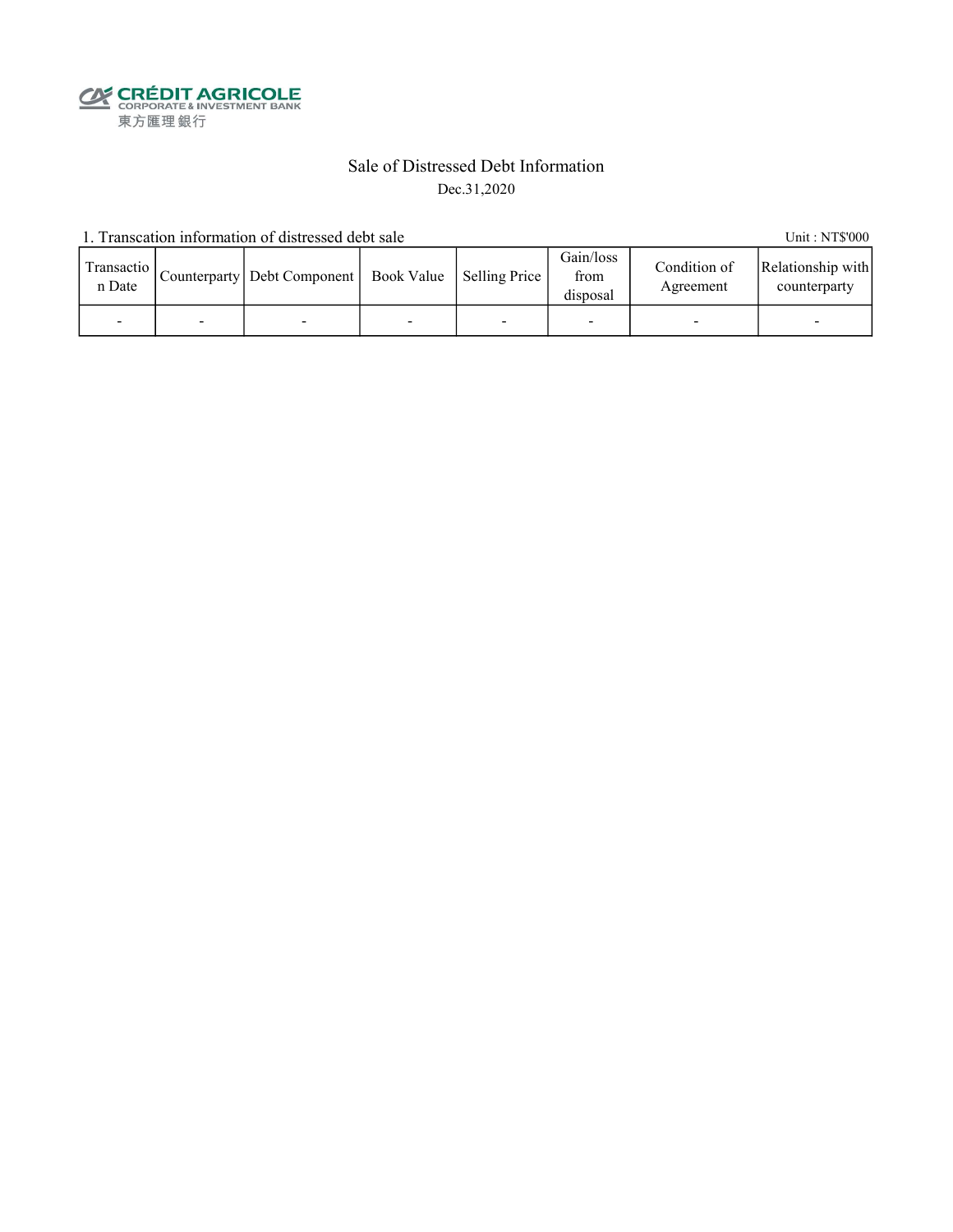CRÉDIT AGRICOLE
CORPORATE & INVESTMENT BANK
東方匯理銀行

# Sale of Distressed Debt Information

Dec.31,2020

1. Transcation information of distressed debt sale

Unit : NT$'000

| Transaction Date | Counterparty | Debt Component | Book Value | Selling Price | Gain/loss from disposal | Condition of Agreement | Relationship with counterparty |
|---|---|---|---|---|---|---|---|
| - | - | - | - | - | - | - | - |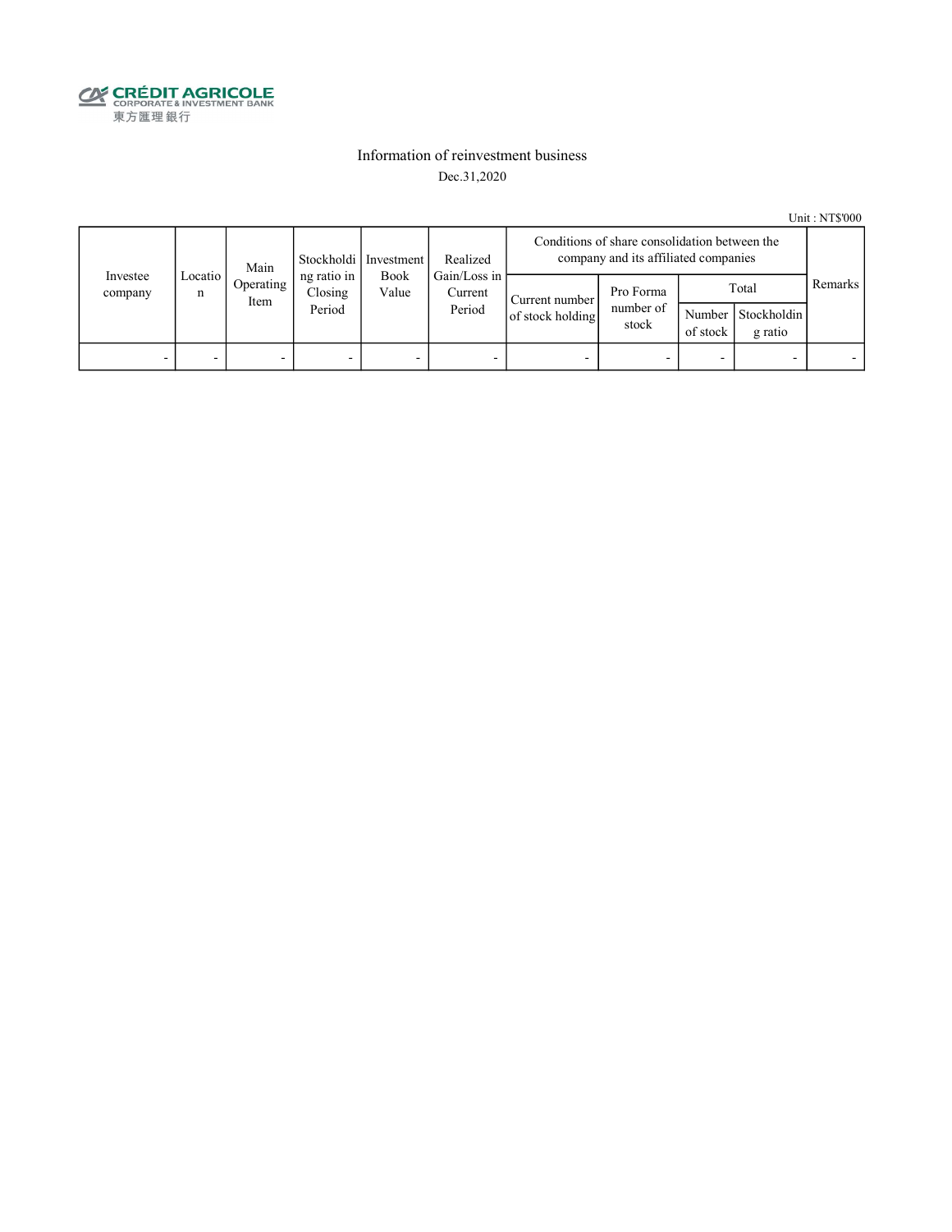CRÉDIT AGRICOLE
CORPORATE & INVESTMENT BANK
東方匯理銀行

# Information of reinvestment business

Dec.31,2020

Unit : NT$'000

| Investee company | Location | Main Operating Item | Stockholding ratio in Closing Period | Investment Book Value | Realized Gain/Loss in Current Period | Conditions of share consolidation between the company and its affiliated companies | | | | Remarks |
|---|---|---|---|---|---|---|---|---|---|---|
| | | | | | | Current number of stock holding | Pro Forma number of stock | Total | | |
| | | | | | | | | Number of stock | Stockholding ratio | |
| - | - | - | - | - | - | - | - | - | - | - |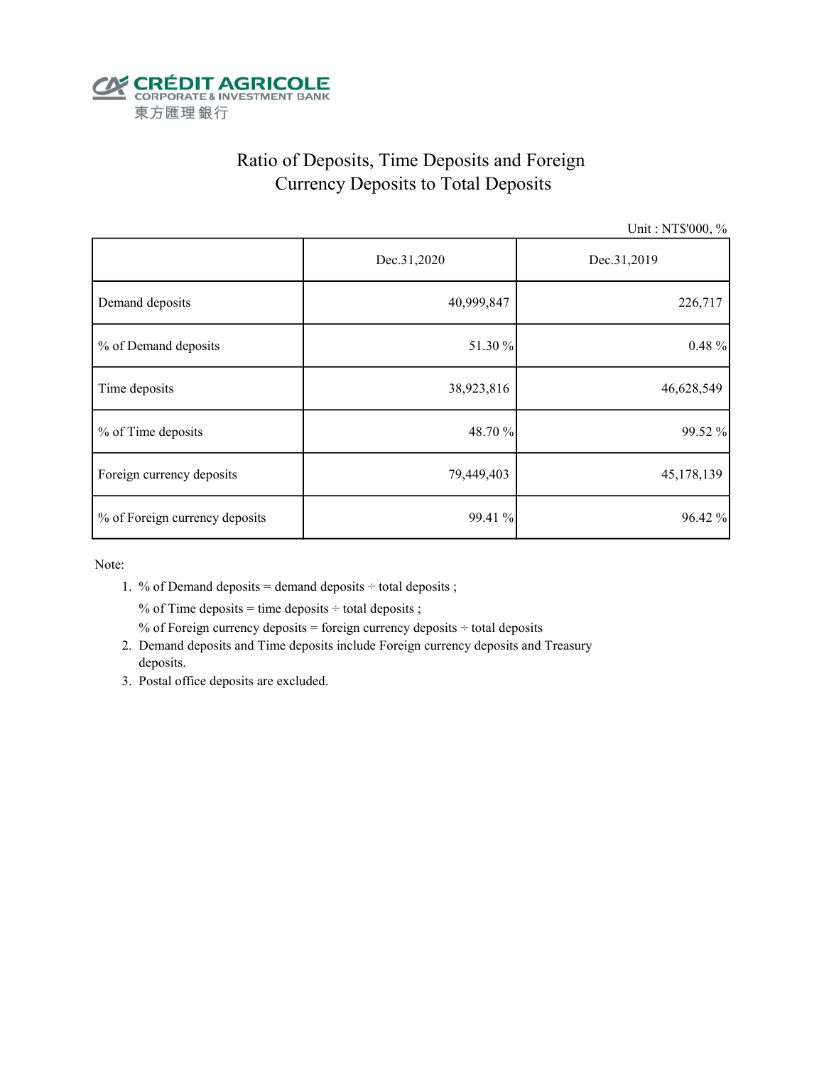CRÉDIT AGRICOLE
CORPORATE & INVESTMENT BANK
東方匯理銀行

# Ratio of Deposits, Time Deposits and Foreign Currency Deposits to Total Deposits

Unit : NT$'000, %

| | Dec.31,2020 | Dec.31,2019 |
|---|---|---|
| Demand deposits | 40,999,847 | 226,717 |
| % of Demand deposits | 51.30 % | 0.48 % |
| Time deposits | 38,923,816 | 46,628,549 |
| % of Time deposits | 48.70 % | 99.52 % |
| Foreign currency deposits | 79,449,403 | 45,178,139 |
| % of Foreign currency deposits | 99.41 % | 96.42 % |

Note:

1. % of Demand deposits = demand deposits ÷ total deposits ;
   % of Time deposits = time deposits ÷ total deposits ;
   % of Foreign currency deposits = foreign currency deposits ÷ total deposits
2. Demand deposits and Time deposits include Foreign currency deposits and Treasury deposits.
3. Postal office deposits are excluded.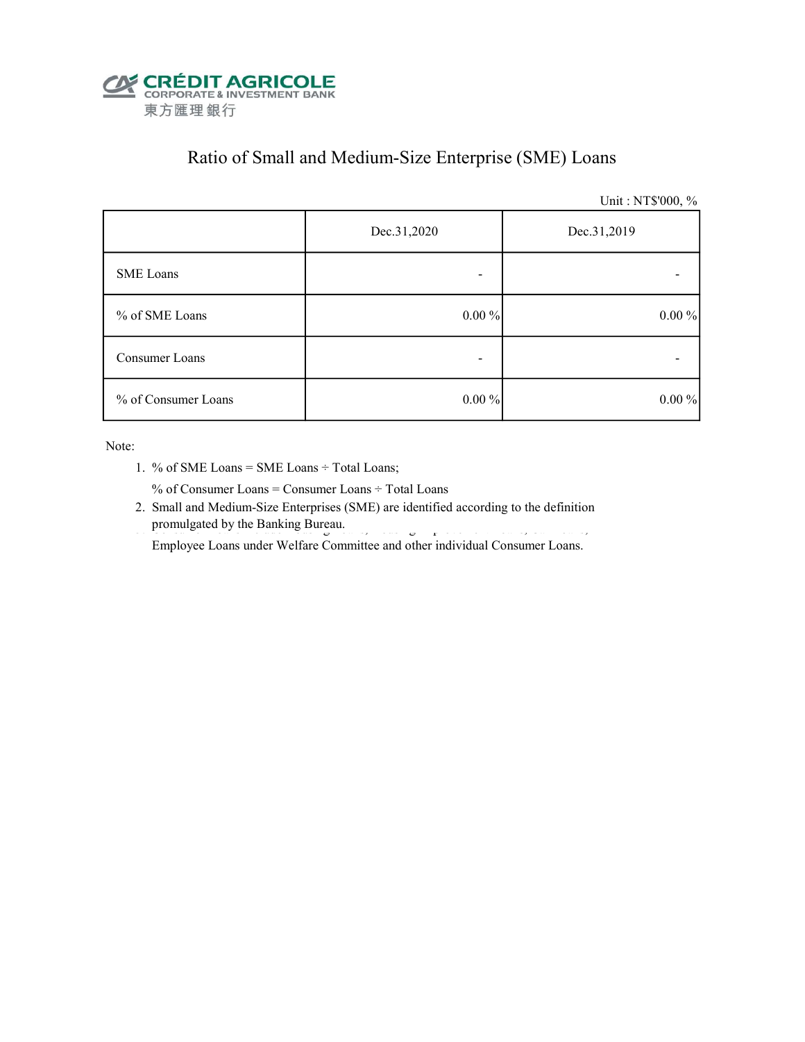CRÉDIT AGRICOLE
CORPORATE & INVESTMENT BANK
東方匯理銀行

# Ratio of Small and Medium-Size Enterprise (SME) Loans

Unit : NT$'000, %

| | Dec.31,2020 | Dec.31,2019 |
|---|---|---|
| SME Loans | - | - |
| % of SME Loans | 0.00 % | 0.00 % |
| Consumer Loans | - | - |
| % of Consumer Loans | 0.00 % | 0.00 % |

Note:

1. % of SME Loans = SME Loans ÷ Total Loans;
   % of Consumer Loans = Consumer Loans ÷ Total Loans
2. Small and Medium-Size Enterprises (SME) are identified according to the definition promulgated by the Banking Bureau.
   Employee Loans under Welfare Committee and other individual Consumer Loans.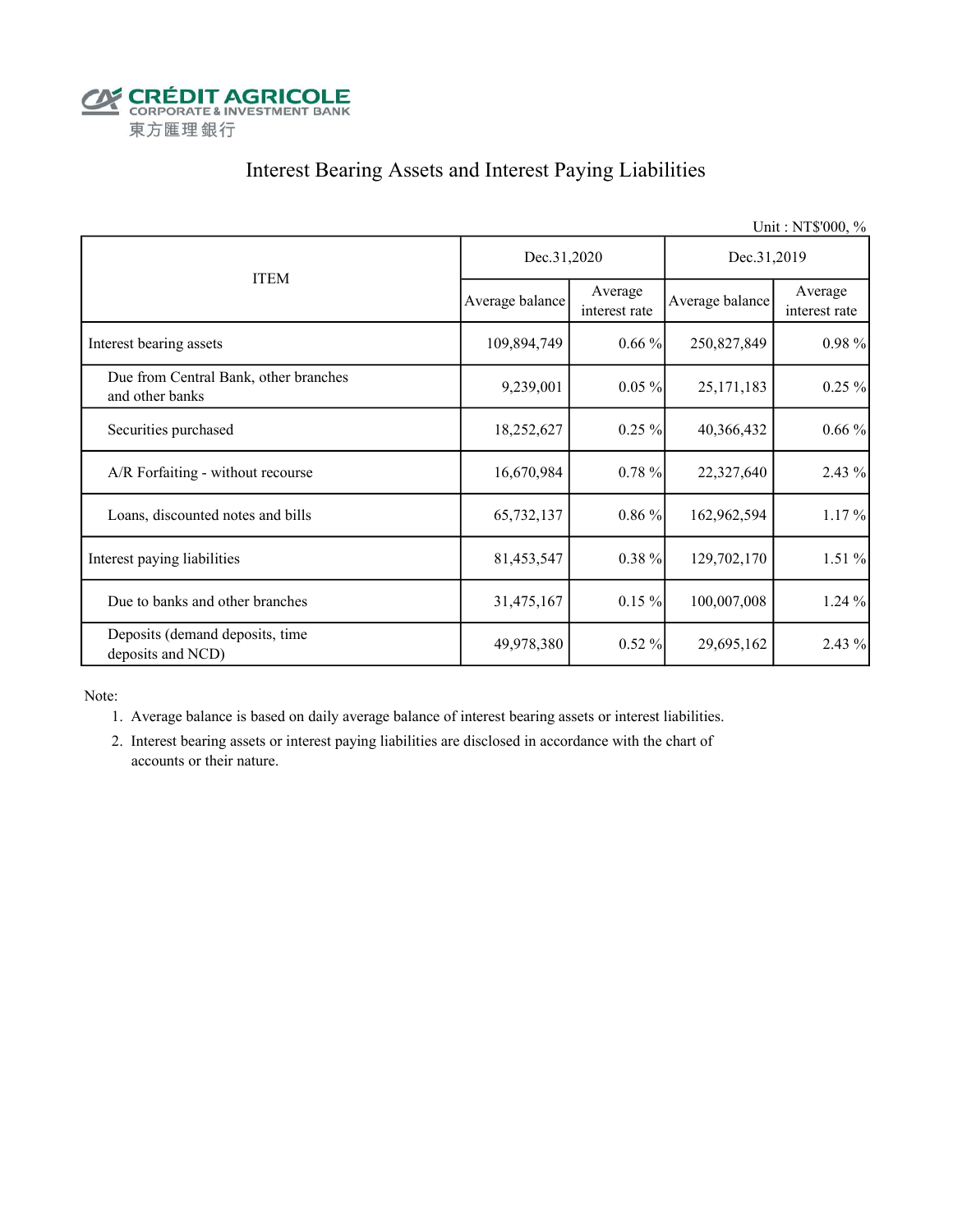CRÉDIT AGRICOLE
CORPORATE & INVESTMENT BANK
東方匯理銀行

# Interest Bearing Assets and Interest Paying Liabilities

Unit : NT$'000, %

| ITEM | Dec.31,2020 | | Dec.31,2019 | |
|---|---|---|---|---|
| | Average balance | Average interest rate | Average balance | Average interest rate |
| Interest bearing assets | 109,894,749 | 0.66 % | 250,827,849 | 0.98 % |
| Due from Central Bank, other branches and other banks | 9,239,001 | 0.05 % | 25,171,183 | 0.25 % |
| Securities purchased | 18,252,627 | 0.25 % | 40,366,432 | 0.66 % |
| A/R Forfaiting - without recourse | 16,670,984 | 0.78 % | 22,327,640 | 2.43 % |
| Loans, discounted notes and bills | 65,732,137 | 0.86 % | 162,962,594 | 1.17 % |
| Interest paying liabilities | 81,453,547 | 0.38 % | 129,702,170 | 1.51 % |
| Due to banks and other branches | 31,475,167 | 0.15 % | 100,007,008 | 1.24 % |
| Deposits (demand deposits, time deposits and NCD) | 49,978,380 | 0.52 % | 29,695,162 | 2.43 % |

Note:

1. Average balance is based on daily average balance of interest bearing assets or interest liabilities.
2. Interest bearing assets or interest paying liabilities are disclosed in accordance with the chart of accounts or their nature.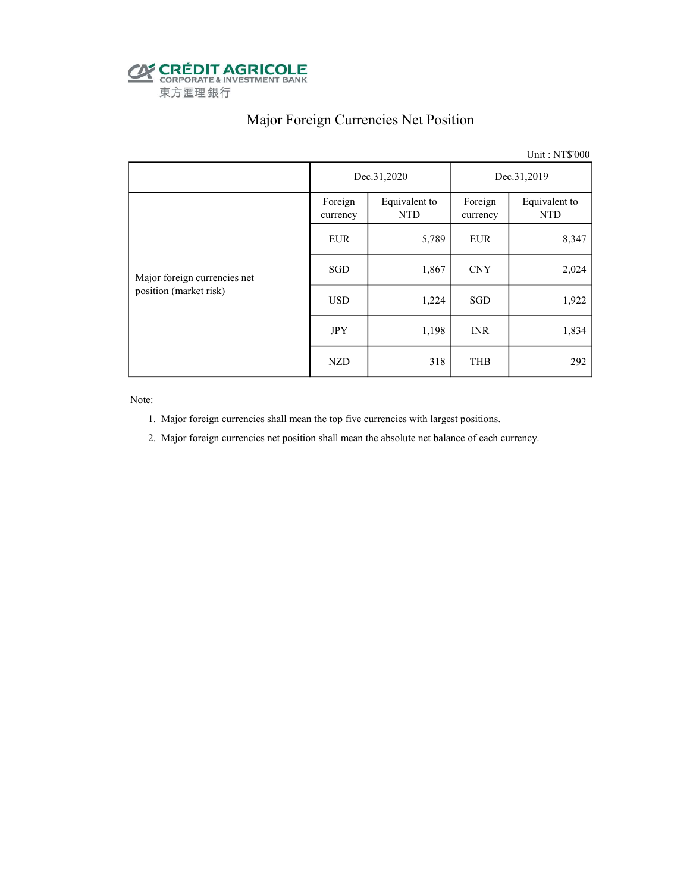CRÉDIT AGRICOLE
CORPORATE & INVESTMENT BANK
東方匯理銀行

# Major Foreign Currencies Net Position

Unit : NT$'000

| | Dec.31,2020 | | Dec.31,2019 | |
|---|---|---|---|---|
| | Foreign currency | Equivalent to NTD | Foreign currency | Equivalent to NTD |
| Major foreign currencies net position (market risk) | EUR | 5,789 | EUR | 8,347 |
| | SGD | 1,867 | CNY | 2,024 |
| | USD | 1,224 | SGD | 1,922 |
| | JPY | 1,198 | INR | 1,834 |
| | NZD | 318 | THB | 292 |

Note:

1. Major foreign currencies shall mean the top five currencies with largest positions.
2. Major foreign currencies net position shall mean the absolute net balance of each currency.